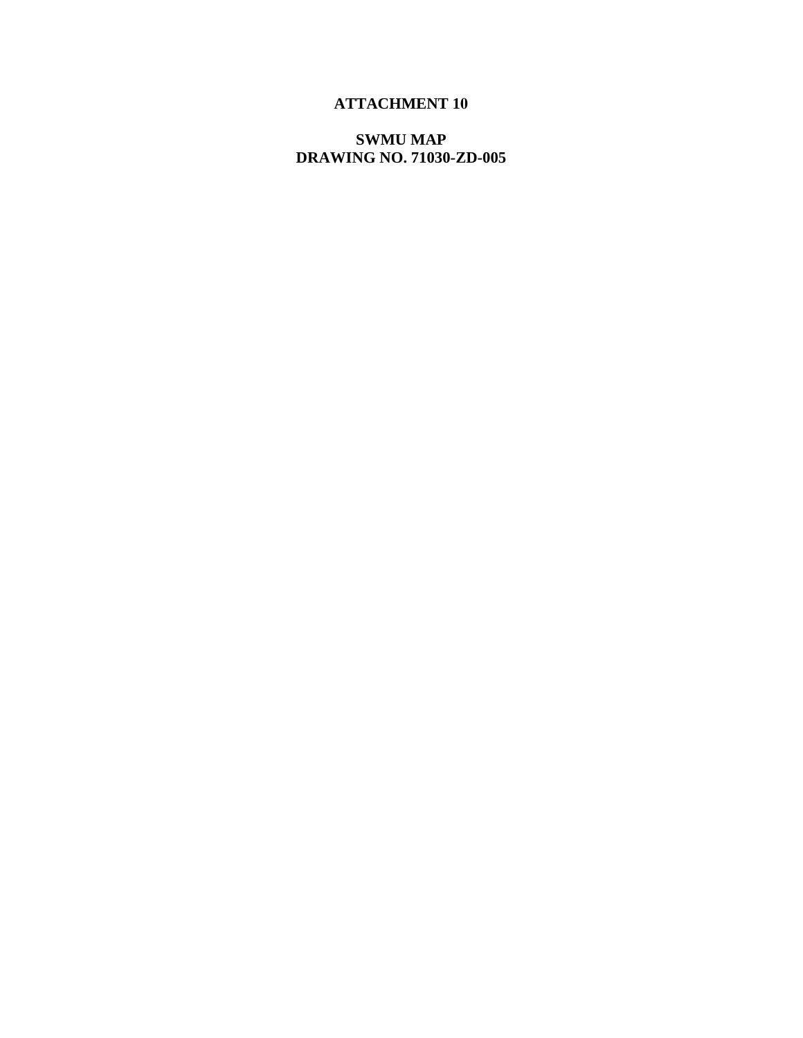# ATTACHMENT 10

## SWMU MAP
## DRAWING NO. 71030-ZD-005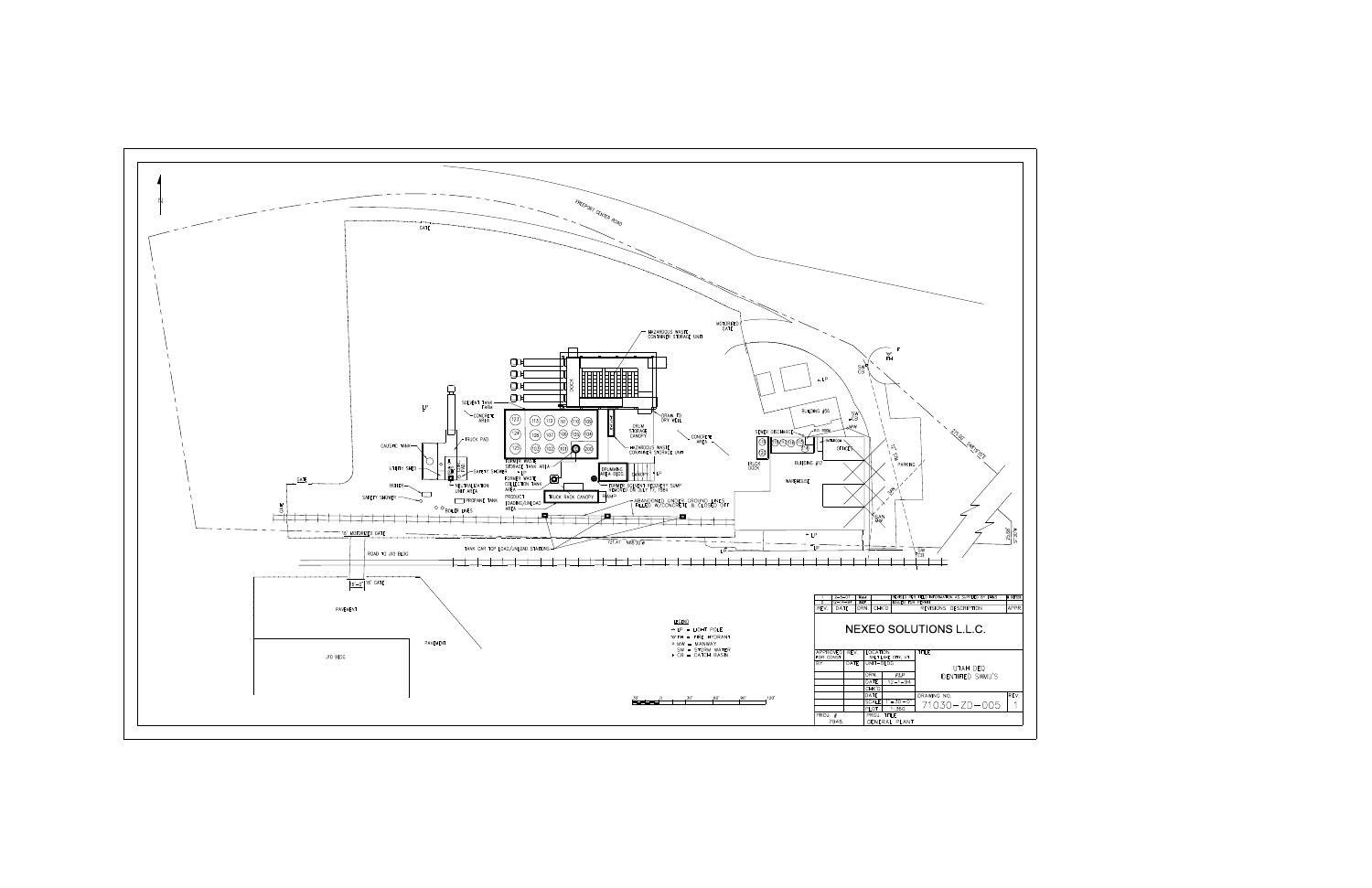N

FREEPORT CENTER ROAD

GATE

MOTORIZED GATE

HAZARDOUS WASTE CONTAINER STORAGE UNIT

DOCK

LP

SOLVENT TANK FARM

CONCRETE AREA

DRAIN TO DRY WELL

DRUM STORAGE CANOPY

CONCRETE AREA

HAZARDOUS WASTE CONTAINER STORAGE UNIT

CAUSTIC TANK

TRUCK PAD

UTILITY SHED

SAFETY SHOWER

SOLVENT WASTE STORAGE TANK AREA

FORMER WASTE COLLECTION TANK AREA

DRUMMING AREA BLDG.

CANOPY

LP

BOILER

NEUTRALIZATION UNIT AREA

PRODUCT LOADING/UNLOAD AREA

TRUCK RACK CANOPY

RAMP

FORMER SOLVENT RECOVERY SUMP REMOVED ON JULY 10, 1994

ABANDONED UNDERGROUND LINES FILLED W/CONCRETE & CLOSED OFF

SAFETY SHOWER

PROPANE TANK

BOILER LINES

GATE

TANK CAR TOP LOAD/UNLOAD STATIONS

36' MOTORIZED GATE

ROAD TO J.D. BLDG

15' GATE

PAVEMENT

PAVEMENT

J.D. BLDG

SEWER DISCHARGE

TRUCK DOCK

BUILDING #56

BUILDING #12

OFFICE

WAREHOUSE

PARKING

SAN MH

SW CB

FH

LP

STATE HIGHWAY

LEGEND
- LP = LIGHT POLE
- FH = FIRE HYDRANT
- MH = MANWAY
- SW = STORM WATER
- CB = CATCH BASIN

| REV | DATE | DRN | CHK'D | REVISIONS DESCRIPTION | APPR |
|---|---|---|---|---|---|
| 1 | | | | REVISED PER FIELD INFORMATION AS SUPPLIED BY | |
| 0 | | | | ISSUED FOR PERMIT | |

NEXEO SOLUTIONS L.L.C.

| | | |
|---|---|---|
| APPROVED FOR CONST. | LOCATION SALT LAKE CITY, UT | TITLE |
| BY / DATE | UNIT-BLDG. | UTAH DEQ IDENTIFIED SWMU'S |
| | DRN. FLP | |
| | DATE 12-7-94 | |
| | CHK'D | |
| | DATE | DRAWING NO. 71030-ZD-005 |
| | SCALE 1"=30'-0" | REV. 1 |
| | PLOT 360 | |
| PROJ. # 7948 | PROJ. TITLE GENERAL PLANT | |